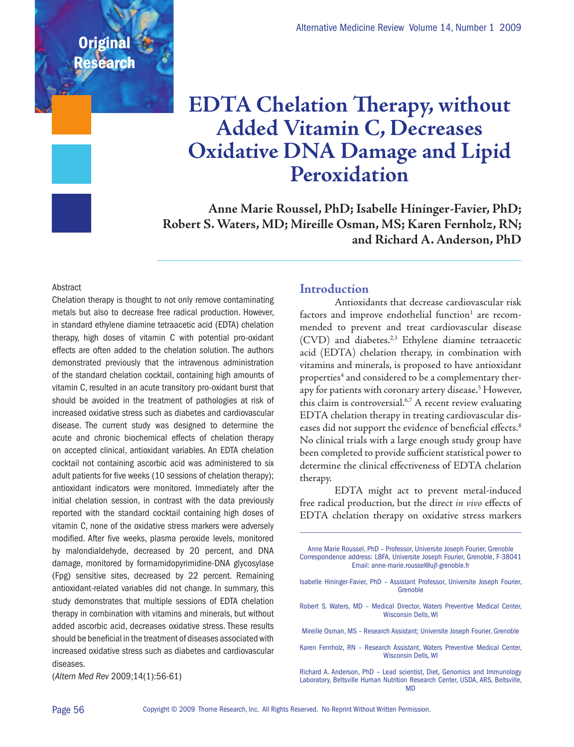Original Research

# EDTA Chelation Therapy, without Added Vitamin C, Decreases Oxidative DNA Damage and Lipid Peroxidation

**Anne Marie Roussel, PhD; Isabelle Hininger-Favier, PhD; Robert S. Waters, MD; Mireille Osman, MS; Karen Fernholz, RN; and Richard A. Anderson, PhD**

Abstract

Chelation therapy is thought to not only remove contaminating metals but also to decrease free radical production. However, in standard ethylene diamine tetraacetic acid (EDTA) chelation therapy, high doses of vitamin C with potential pro-oxidant effects are often added to the chelation solution. The authors demonstrated previously that the intravenous administration of the standard chelation cocktail, containing high amounts of vitamin C, resulted in an acute transitory pro-oxidant burst that should be avoided in the treatment of pathologies at risk of increased oxidative stress such as diabetes and cardiovascular disease. The current study was designed to determine the acute and chronic biochemical effects of chelation therapy on accepted clinical, antioxidant variables. An EDTA chelation cocktail not containing ascorbic acid was administered to six adult patients for five weeks (10 sessions of chelation therapy); antioxidant indicators were monitored. Immediately after the initial chelation session, in contrast with the data previously reported with the standard cocktail containing high doses of vitamin C, none of the oxidative stress markers were adversely modified. After five weeks, plasma peroxide levels, monitored by malondialdehyde, decreased by 20 percent, and DNA damage, monitored by formamidopyrimidine-DNA glycosylase (Fpg) sensitive sites, decreased by 22 percent. Remaining antioxidant-related variables did not change. In summary, this study demonstrates that multiple sessions of EDTA chelation therapy in combination with vitamins and minerals, but without added ascorbic acid, decreases oxidative stress. These results should be beneficial in the treatment of diseases associated with increased oxidative stress such as diabetes and cardiovascular diseases.

(*Altern Med Rev* 2009;14(1):56-61)

## Introduction

Antioxidants that decrease cardiovascular risk factors and improve endothelial function[1] are recommended to prevent and treat cardiovascular disease (CVD) and diabetes.[2,3] Ethylene diamine tetraacetic acid (EDTA) chelation therapy, in combination with vitamins and minerals, is proposed to have antioxidant properties[4] and considered to be a complementary therapy for patients with coronary artery disease.[5] However, this claim is controversial.[6,7] A recent review evaluating EDTA chelation therapy in treating cardiovascular diseases did not support the evidence of beneficial effects.[8] No clinical trials with a large enough study group have been completed to provide sufficient statistical power to determine the clinical effectiveness of EDTA chelation therapy.

EDTA might act to prevent metal-induced free radical production, but the direct *in vivo* effects of EDTA chelation therapy on oxidative stress markers

---

Anne Marie Roussel, PhD – Professor, Universite Joseph Fourier, Grenoble
Correspondence address: LBFA, Universite Joseph Fourier, Grenoble, F-38041
Email: anne-marie.roussel@ujf-grenoble.fr

Isabelle Hininger-Favier, PhD – Assistant Professor, Universite Joseph Fourier, Grenoble

Robert S. Waters, MD – Medical Director, Waters Preventive Medical Center, Wisconsin Dells, WI

Mireille Osman, MS – Research Assistant; Universite Joseph Fourier, Grenoble

Karen Fernholz, RN – Research Assistant, Waters Preventive Medical Center, Wisconsin Dells, WI

Richard A. Anderson, PhD – Lead scientist, Diet, Genomics and Immunology Laboratory, Beltsville Human Nutrition Research Center, USDA, ARS, Beltsville, MD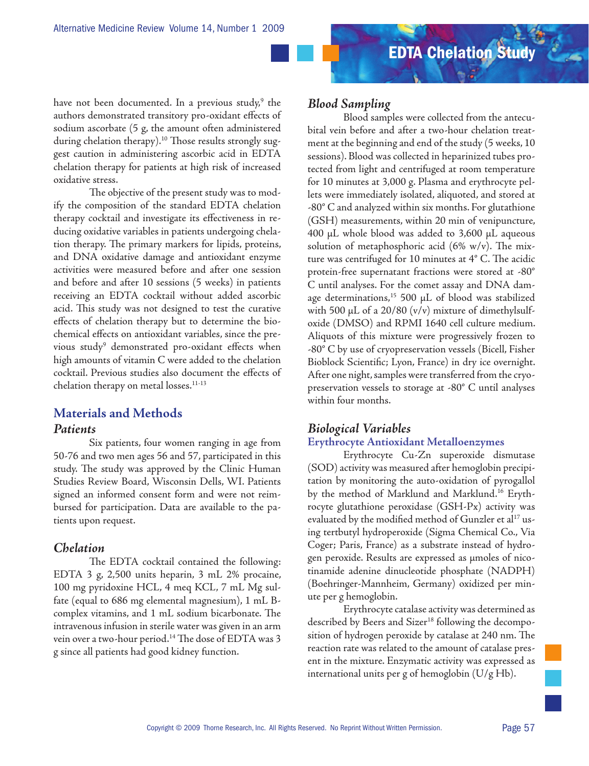have not been documented. In a previous study,[9] the authors demonstrated transitory pro-oxidant effects of sodium ascorbate (5 g, the amount often administered during chelation therapy).[10] Those results strongly suggest caution in administering ascorbic acid in EDTA chelation therapy for patients at high risk of increased oxidative stress.

The objective of the present study was to modify the composition of the standard EDTA chelation therapy cocktail and investigate its effectiveness in reducing oxidative variables in patients undergoing chelation therapy. The primary markers for lipids, proteins, and DNA oxidative damage and antioxidant enzyme activities were measured before and after one session and before and after 10 sessions (5 weeks) in patients receiving an EDTA cocktail without added ascorbic acid. This study was not designed to test the curative effects of chelation therapy but to determine the biochemical effects on antioxidant variables, since the previous study[9] demonstrated pro-oxidant effects when high amounts of vitamin C were added to the chelation cocktail. Previous studies also document the effects of chelation therapy on metal losses.[11-13]

## Materials and Methods

### Patients

Six patients, four women ranging in age from 50-76 and two men ages 56 and 57, participated in this study. The study was approved by the Clinic Human Studies Review Board, Wisconsin Dells, WI. Patients signed an informed consent form and were not reimbursed for participation. Data are available to the patients upon request.

### Chelation

The EDTA cocktail contained the following: EDTA 3 g, 2,500 units heparin, 3 mL 2% procaine, 100 mg pyridoxine HCL, 4 meq KCL, 7 mL Mg sulfate (equal to 686 mg elemental magnesium), 1 mL B-complex vitamins, and 1 mL sodium bicarbonate. The intravenous infusion in sterile water was given in an arm vein over a two-hour period.[14] The dose of EDTA was 3 g since all patients had good kidney function.

### Blood Sampling

Blood samples were collected from the antecubital vein before and after a two-hour chelation treatment at the beginning and end of the study (5 weeks, 10 sessions). Blood was collected in heparinized tubes protected from light and centrifuged at room temperature for 10 minutes at 3,000 g. Plasma and erythrocyte pellets were immediately isolated, aliquoted, and stored at -80° C and analyzed within six months. For glutathione (GSH) measurements, within 20 min of venipuncture, 400 µL whole blood was added to 3,600 µL aqueous solution of metaphosphoric acid (6% w/v). The mixture was centrifuged for 10 minutes at 4° C. The acidic protein-free supernatant fractions were stored at -80° C until analyses. For the comet assay and DNA damage determinations,[15] 500 µL of blood was stabilized with 500 µL of a 20/80 (v/v) mixture of dimethylsulfoxide (DMSO) and RPMI 1640 cell culture medium. Aliquots of this mixture were progressively frozen to -80° C by use of cryopreservation vessels (Bicell, Fisher Bioblock Scientific; Lyon, France) in dry ice overnight. After one night, samples were transferred from the cryopreservation vessels to storage at -80° C until analyses within four months.

### Biological Variables

#### Erythrocyte Antioxidant Metalloenzymes

Erythrocyte Cu-Zn superoxide dismutase (SOD) activity was measured after hemoglobin precipitation by monitoring the auto-oxidation of pyrogallol by the method of Marklund and Marklund.[16] Erythrocyte glutathione peroxidase (GSH-Px) activity was evaluated by the modified method of Gunzler et al[17] using tertbutyl hydroperoxide (Sigma Chemical Co., Via Coger; Paris, France) as a substrate instead of hydrogen peroxide. Results are expressed as µmoles of nicotinamide adenine dinucleotide phosphate (NADPH) (Boehringer-Mannheim, Germany) oxidized per minute per g hemoglobin.

Erythrocyte catalase activity was determined as described by Beers and Sizer[18] following the decomposition of hydrogen peroxide by catalase at 240 nm. The reaction rate was related to the amount of catalase present in the mixture. Enzymatic activity was expressed as international units per g of hemoglobin (U/g Hb).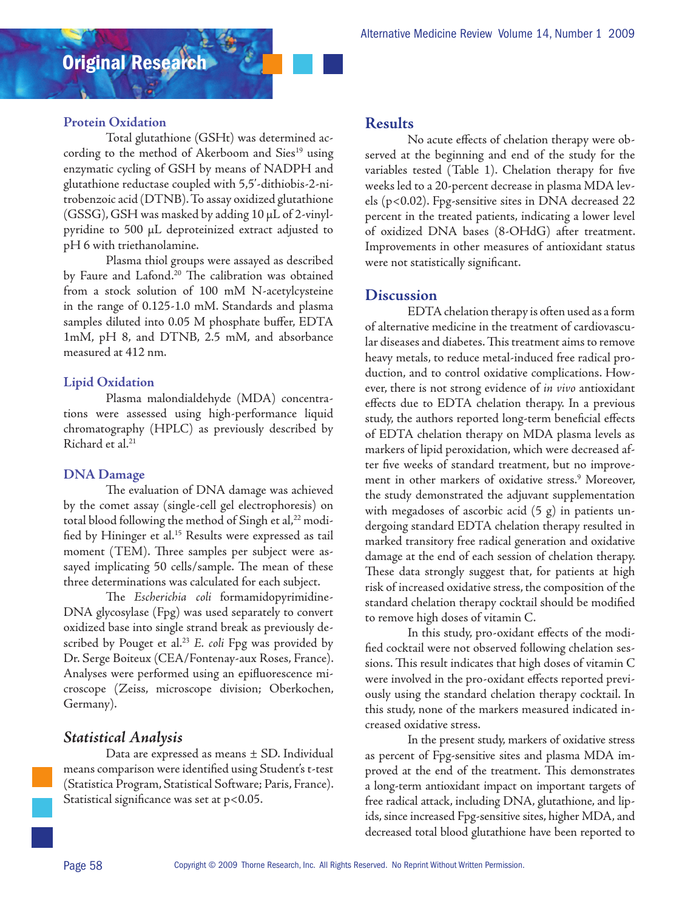### Protein Oxidation

Total glutathione (GSHt) was determined according to the method of Akerboom and Sies[19] using enzymatic cycling of GSH by means of NADPH and glutathione reductase coupled with 5,5'-dithiobis-2-nitrobenzoic acid (DTNB). To assay oxidized glutathione (GSSG), GSH was masked by adding 10 µL of 2-vinylpyridine to 500 µL deproteinized extract adjusted to pH 6 with triethanolamine.

Plasma thiol groups were assayed as described by Faure and Lafond.[20] The calibration was obtained from a stock solution of 100 mM N-acetylcysteine in the range of 0.125-1.0 mM. Standards and plasma samples diluted into 0.05 M phosphate buffer, EDTA 1mM, pH 8, and DTNB, 2.5 mM, and absorbance measured at 412 nm.

### Lipid Oxidation

Plasma malondialdehyde (MDA) concentrations were assessed using high-performance liquid chromatography (HPLC) as previously described by Richard et al.[21]

### DNA Damage

The evaluation of DNA damage was achieved by the comet assay (single-cell gel electrophoresis) on total blood following the method of Singh et al,[22] modified by Hininger et al.[15] Results were expressed as tail moment (TEM). Three samples per subject were assayed implicating 50 cells/sample. The mean of these three determinations was calculated for each subject.

The *Escherichia coli* formamidopyrimidine-DNA glycosylase (Fpg) was used separately to convert oxidized base into single strand break as previously described by Pouget et al.[23] *E. coli* Fpg was provided by Dr. Serge Boiteux (CEA/Fontenay-aux Roses, France). Analyses were performed using an epifluorescence microscope (Zeiss, microscope division; Oberkochen, Germany).

### *Statistical Analysis*

Data are expressed as means ± SD. Individual means comparison were identified using Student's t-test (Statistica Program, Statistical Software; Paris, France). Statistical significance was set at $p<0.05$.

## Results

No acute effects of chelation therapy were observed at the beginning and end of the study for the variables tested (Table 1). Chelation therapy for five weeks led to a 20-percent decrease in plasma MDA levels ($p<0.02$). Fpg-sensitive sites in DNA decreased 22 percent in the treated patients, indicating a lower level of oxidized DNA bases (8-OHdG) after treatment. Improvements in other measures of antioxidant status were not statistically significant.

## Discussion

EDTA chelation therapy is often used as a form of alternative medicine in the treatment of cardiovascular diseases and diabetes. This treatment aims to remove heavy metals, to reduce metal-induced free radical production, and to control oxidative complications. However, there is not strong evidence of *in vivo* antioxidant effects due to EDTA chelation therapy. In a previous study, the authors reported long-term beneficial effects of EDTA chelation therapy on MDA plasma levels as markers of lipid peroxidation, which were decreased after five weeks of standard treatment, but no improvement in other markers of oxidative stress.[9] Moreover, the study demonstrated the adjuvant supplementation with megadoses of ascorbic acid (5 g) in patients undergoing standard EDTA chelation therapy resulted in marked transitory free radical generation and oxidative damage at the end of each session of chelation therapy. These data strongly suggest that, for patients at high risk of increased oxidative stress, the composition of the standard chelation therapy cocktail should be modified to remove high doses of vitamin C.

In this study, pro-oxidant effects of the modified cocktail were not observed following chelation sessions. This result indicates that high doses of vitamin C were involved in the pro-oxidant effects reported previously using the standard chelation therapy cocktail. In this study, none of the markers measured indicated increased oxidative stress.

In the present study, markers of oxidative stress as percent of Fpg-sensitive sites and plasma MDA improved at the end of the treatment. This demonstrates a long-term antioxidant impact on important targets of free radical attack, including DNA, glutathione, and lipids, since increased Fpg-sensitive sites, higher MDA, and decreased total blood glutathione have been reported to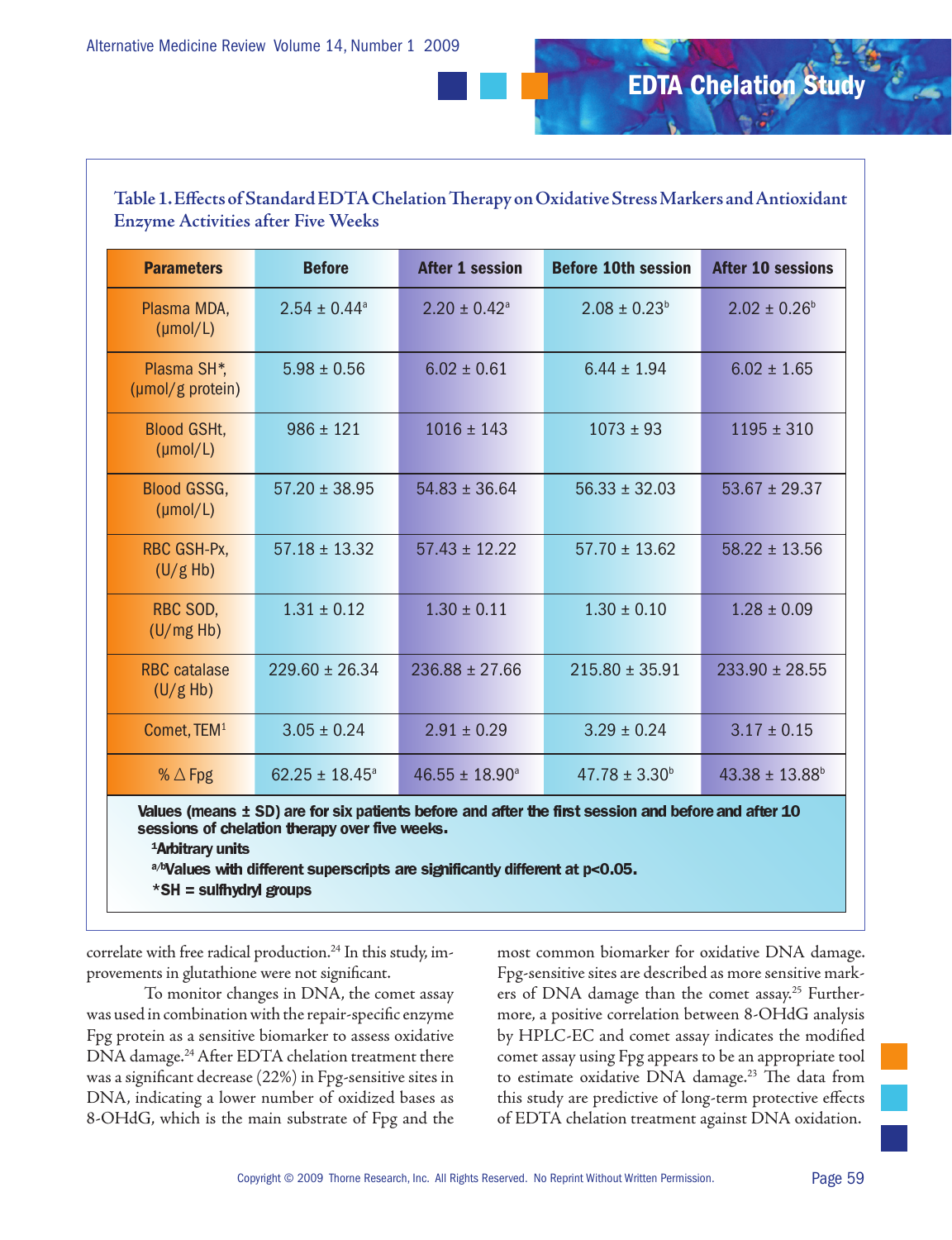**Table 1. Effects of Standard EDTA Chelation Therapy on Oxidative Stress Markers and Antioxidant Enzyme Activities after Five Weeks**

| Parameters | Before | After 1 session | Before 10th session | After 10 sessions |
|---|---|---|---|---|
| Plasma MDA, (μmol/L) | 2.54 ± 0.44[a] | 2.20 ± 0.42[a] | 2.08 ± 0.23[b] | 2.02 ± 0.26[b] |
| Plasma SH*, (μmol/g protein) | 5.98 ± 0.56 | 6.02 ± 0.61 | 6.44 ± 1.94 | 6.02 ± 1.65 |
| Blood GSHt, (μmol/L) | 986 ± 121 | 1016 ± 143 | 1073 ± 93 | 1195 ± 310 |
| Blood GSSG, (μmol/L) | 57.20 ± 38.95 | 54.83 ± 36.64 | 56.33 ± 32.03 | 53.67 ± 29.37 |
| RBC GSH-Px, (U/g Hb) | 57.18 ± 13.32 | 57.43 ± 12.22 | 57.70 ± 13.62 | 58.22 ± 13.56 |
| RBC SOD, (U/mg Hb) | 1.31 ± 0.12 | 1.30 ± 0.11 | 1.30 ± 0.10 | 1.28 ± 0.09 |
| RBC catalase (U/g Hb) | 229.60 ± 26.34 | 236.88 ± 27.66 | 215.80 ± 35.91 | 233.90 ± 28.55 |
| Comet, TEM[1] | 3.05 ± 0.24 | 2.91 ± 0.29 | 3.29 ± 0.24 | 3.17 ± 0.15 |
| % Δ Fpg | 62.25 ± 18.45[a] | 46.55 ± 18.90[a] | 47.78 ± 3.30[b] | 43.38 ± 13.88[b] |

Values (means ± SD) are for six patients before and after the first session and before and after 10 sessions of chelation therapy over five weeks.

[1]Arbitrary units

[a/b]Values with different superscripts are significantly different at $p<0.05$.

*SH = sulfhydryl groups

correlate with free radical production.[24] In this study, improvements in glutathione were not significant.

To monitor changes in DNA, the comet assay was used in combination with the repair-specific enzyme Fpg protein as a sensitive biomarker to assess oxidative DNA damage.[24] After EDTA chelation treatment there was a significant decrease (22%) in Fpg-sensitive sites in DNA, indicating a lower number of oxidized bases as 8-OHdG, which is the main substrate of Fpg and the most common biomarker for oxidative DNA damage. Fpg-sensitive sites are described as more sensitive markers of DNA damage than the comet assay.[25] Furthermore, a positive correlation between 8-OHdG analysis by HPLC-EC and comet assay indicates the modified comet assay using Fpg appears to be an appropriate tool to estimate oxidative DNA damage.[23] The data from this study are predictive of long-term protective effects of EDTA chelation treatment against DNA oxidation.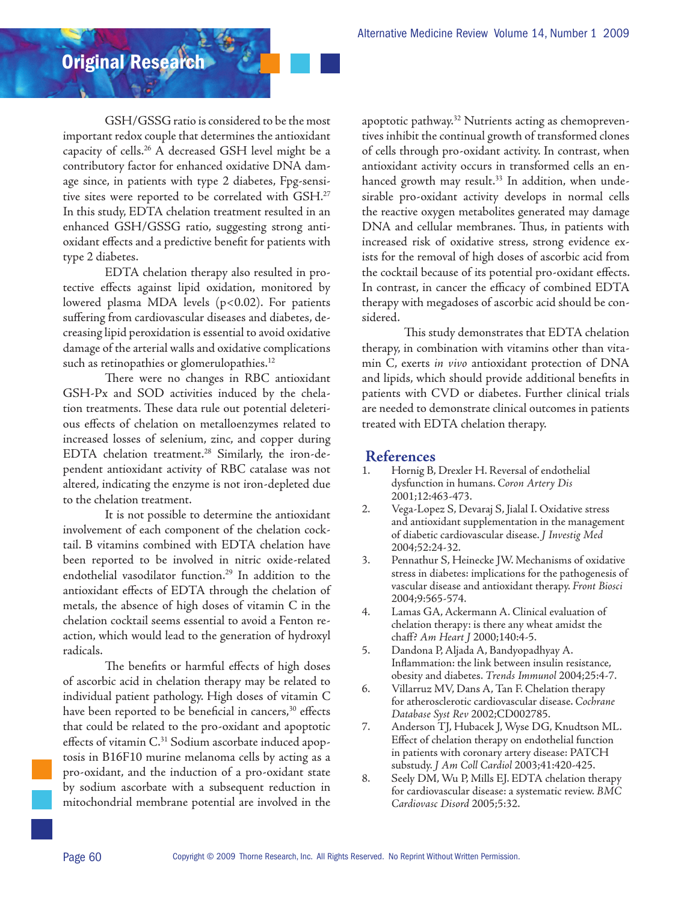GSH/GSSG ratio is considered to be the most important redox couple that determines the antioxidant capacity of cells.[26] A decreased GSH level might be a contributory factor for enhanced oxidative DNA damage since, in patients with type 2 diabetes, Fpg-sensitive sites were reported to be correlated with GSH.[27] In this study, EDTA chelation treatment resulted in an enhanced GSH/GSSG ratio, suggesting strong antioxidant effects and a predictive benefit for patients with type 2 diabetes.

EDTA chelation therapy also resulted in protective effects against lipid oxidation, monitored by lowered plasma MDA levels ($p<0.02$). For patients suffering from cardiovascular diseases and diabetes, decreasing lipid peroxidation is essential to avoid oxidative damage of the arterial walls and oxidative complications such as retinopathies or glomerulopathies.[12]

There were no changes in RBC antioxidant GSH-Px and SOD activities induced by the chelation treatments. These data rule out potential deleterious effects of chelation on metalloenzymes related to increased losses of selenium, zinc, and copper during EDTA chelation treatment.[28] Similarly, the iron-dependent antioxidant activity of RBC catalase was not altered, indicating the enzyme is not iron-depleted due to the chelation treatment.

It is not possible to determine the antioxidant involvement of each component of the chelation cocktail. B vitamins combined with EDTA chelation have been reported to be involved in nitric oxide-related endothelial vasodilator function.[29] In addition to the antioxidant effects of EDTA through the chelation of metals, the absence of high doses of vitamin C in the chelation cocktail seems essential to avoid a Fenton reaction, which would lead to the generation of hydroxyl radicals.

The benefits or harmful effects of high doses of ascorbic acid in chelation therapy may be related to individual patient pathology. High doses of vitamin C have been reported to be beneficial in cancers,[30] effects that could be related to the pro-oxidant and apoptotic effects of vitamin C.[31] Sodium ascorbate induced apoptosis in B16F10 murine melanoma cells by acting as a pro-oxidant, and the induction of a pro-oxidant state by sodium ascorbate with a subsequent reduction in mitochondrial membrane potential are involved in the apoptotic pathway.[32] Nutrients acting as chemopreventives inhibit the continual growth of transformed clones of cells through pro-oxidant activity. In contrast, when antioxidant activity occurs in transformed cells an enhanced growth may result.[33] In addition, when undesirable pro-oxidant activity develops in normal cells the reactive oxygen metabolites generated may damage DNA and cellular membranes. Thus, in patients with increased risk of oxidative stress, strong evidence exists for the removal of high doses of ascorbic acid from the cocktail because of its potential pro-oxidant effects. In contrast, in cancer the efficacy of combined EDTA therapy with megadoses of ascorbic acid should be considered.

This study demonstrates that EDTA chelation therapy, in combination with vitamins other than vitamin C, exerts *in vivo* antioxidant protection of DNA and lipids, which should provide additional benefits in patients with CVD or diabetes. Further clinical trials are needed to demonstrate clinical outcomes in patients treated with EDTA chelation therapy.

## References

1. Hornig B, Drexler H. Reversal of endothelial dysfunction in humans. *Coron Artery Dis* 2001;12:463-473.
2. Vega-Lopez S, Devaraj S, Jialal I. Oxidative stress and antioxidant supplementation in the management of diabetic cardiovascular disease. *J Investig Med* 2004;52:24-32.
3. Pennathur S, Heinecke JW. Mechanisms of oxidative stress in diabetes: implications for the pathogenesis of vascular disease and antioxidant therapy. *Front Biosci* 2004;9:565-574.
4. Lamas GA, Ackermann A. Clinical evaluation of chelation therapy: is there any wheat amidst the chaff? *Am Heart J* 2000;140:4-5.
5. Dandona P, Aljada A, Bandyopadhyay A. Inflammation: the link between insulin resistance, obesity and diabetes. *Trends Immunol* 2004;25:4-7.
6. Villarruz MV, Dans A, Tan F. Chelation therapy for atherosclerotic cardiovascular disease. *Cochrane Database Syst Rev* 2002;CD002785.
7. Anderson TJ, Hubacek J, Wyse DG, Knudtson ML. Effect of chelation therapy on endothelial function in patients with coronary artery disease: PATCH substudy. *J Am Coll Cardiol* 2003;41:420-425.
8. Seely DM, Wu P, Mills EJ. EDTA chelation therapy for cardiovascular disease: a systematic review. *BMC Cardiovasc Disord* 2005;5:32.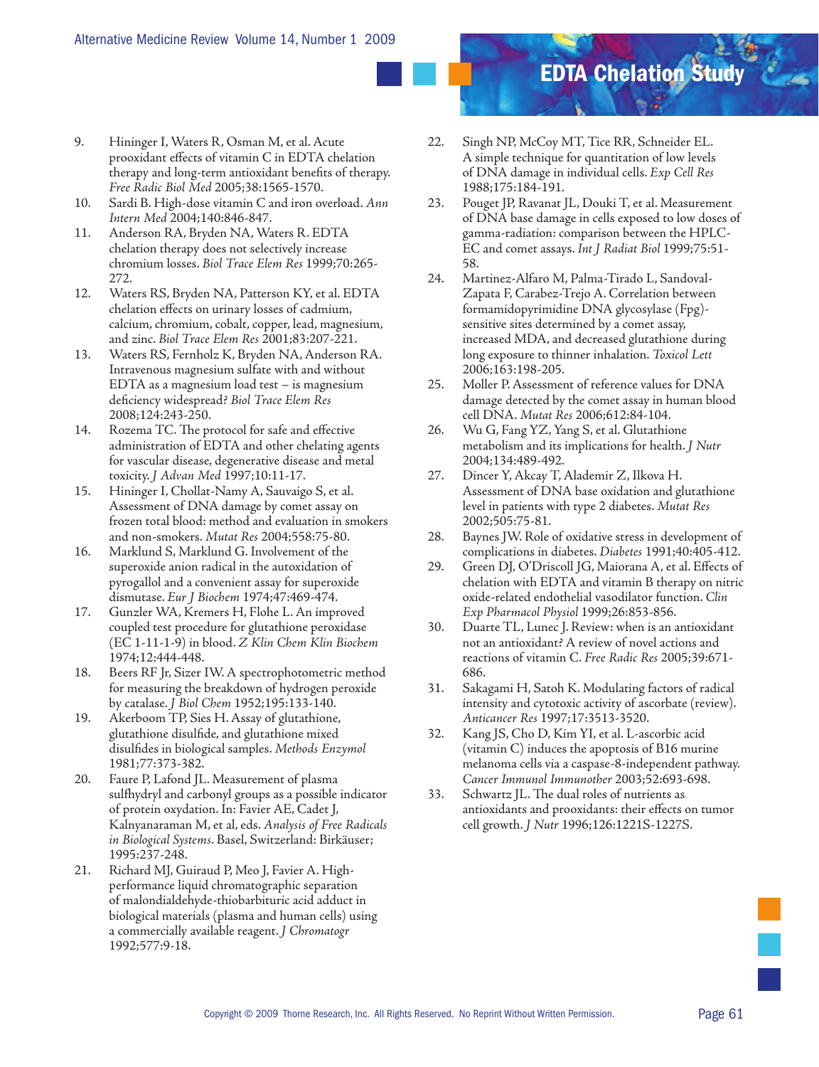9. Hininger I, Waters R, Osman M, et al. Acute prooxidant effects of vitamin C in EDTA chelation therapy and long-term antioxidant benefits of therapy. *Free Radic Biol Med* 2005;38:1565-1570.
10. Sardi B. High-dose vitamin C and iron overload. *Ann Intern Med* 2004;140:846-847.
11. Anderson RA, Bryden NA, Waters R. EDTA chelation therapy does not selectively increase chromium losses. *Biol Trace Elem Res* 1999;70:265-272.
12. Waters RS, Bryden NA, Patterson KY, et al. EDTA chelation effects on urinary losses of cadmium, calcium, chromium, cobalt, copper, lead, magnesium, and zinc. *Biol Trace Elem Res* 2001;83:207-221.
13. Waters RS, Fernholz K, Bryden NA, Anderson RA. Intravenous magnesium sulfate with and without EDTA as a magnesium load test – is magnesium deficiency widespread? *Biol Trace Elem Res* 2008;124:243-250.
14. Rozema TC. The protocol for safe and effective administration of EDTA and other chelating agents for vascular disease, degenerative disease and metal toxicity. *J Advan Med* 1997;10:11-17.
15. Hininger I, Chollat-Namy A, Sauvaigo S, et al. Assessment of DNA damage by comet assay on frozen total blood: method and evaluation in smokers and non-smokers. *Mutat Res* 2004;558:75-80.
16. Marklund S, Marklund G. Involvement of the superoxide anion radical in the autoxidation of pyrogallol and a convenient assay for superoxide dismutase. *Eur J Biochem* 1974;47:469-474.
17. Gunzler WA, Kremers H, Flohe L. An improved coupled test procedure for glutathione peroxidase (EC 1-11-1-9) in blood. *Z Klin Chem Klin Biochem* 1974;12:444-448.
18. Beers RF Jr, Sizer IW. A spectrophotometric method for measuring the breakdown of hydrogen peroxide by catalase. *J Biol Chem* 1952;195:133-140.
19. Akerboom TP, Sies H. Assay of glutathione, glutathione disulfide, and glutathione mixed disulfides in biological samples. *Methods Enzymol* 1981;77:373-382.
20. Faure P, Lafond JL. Measurement of plasma sulfhydryl and carbonyl groups as a possible indicator of protein oxydation. In: Favier AE, Cadet J, Kalnyanaraman M, et al, eds. *Analysis of Free Radicals in Biological Systems*. Basel, Switzerland: Birkäuser; 1995:237-248.
21. Richard MJ, Guiraud P, Meo J, Favier A. High-performance liquid chromatographic separation of malondialdehyde-thiobarbituric acid adduct in biological materials (plasma and human cells) using a commercially available reagent. *J Chromatogr* 1992;577:9-18.
22. Singh NP, McCoy MT, Tice RR, Schneider EL. A simple technique for quantitation of low levels of DNA damage in individual cells. *Exp Cell Res* 1988;175:184-191.
23. Pouget JP, Ravanat JL, Douki T, et al. Measurement of DNA base damage in cells exposed to low doses of gamma-radiation: comparison between the HPLC-EC and comet assays. *Int J Radiat Biol* 1999;75:51-58.
24. Martinez-Alfaro M, Palma-Tirado L, Sandoval-Zapata F, Carabez-Trejo A. Correlation between formamidopyrimidine DNA glycosylase (Fpg)-sensitive sites determined by a comet assay, increased MDA, and decreased glutathione during long exposure to thinner inhalation. *Toxicol Lett* 2006;163:198-205.
25. Moller P. Assessment of reference values for DNA damage detected by the comet assay in human blood cell DNA. *Mutat Res* 2006;612:84-104.
26. Wu G, Fang YZ, Yang S, et al. Glutathione metabolism and its implications for health. *J Nutr* 2004;134:489-492.
27. Dincer Y, Akcay T, Alademir Z, Ilkova H. Assessment of DNA base oxidation and glutathione level in patients with type 2 diabetes. *Mutat Res* 2002;505:75-81.
28. Baynes JW. Role of oxidative stress in development of complications in diabetes. *Diabetes* 1991;40:405-412.
29. Green DJ, O'Driscoll JG, Maiorana A, et al. Effects of chelation with EDTA and vitamin B therapy on nitric oxide-related endothelial vasodilator function. *Clin Exp Pharmacol Physiol* 1999;26:853-856.
30. Duarte TL, Lunec J. Review: when is an antioxidant not an antioxidant? A review of novel actions and reactions of vitamin C. *Free Radic Res* 2005;39:671-686.
31. Sakagami H, Satoh K. Modulating factors of radical intensity and cytotoxic activity of ascorbate (review). *Anticancer Res* 1997;17:3513-3520.
32. Kang JS, Cho D, Kim YI, et al. L-ascorbic acid (vitamin C) induces the apoptosis of B16 murine melanoma cells via a caspase-8-independent pathway. *Cancer Immunol Immunother* 2003;52:693-698.
33. Schwartz JL. The dual roles of nutrients as antioxidants and prooxidants: their effects on tumor cell growth. *J Nutr* 1996;126:1221S-1227S.